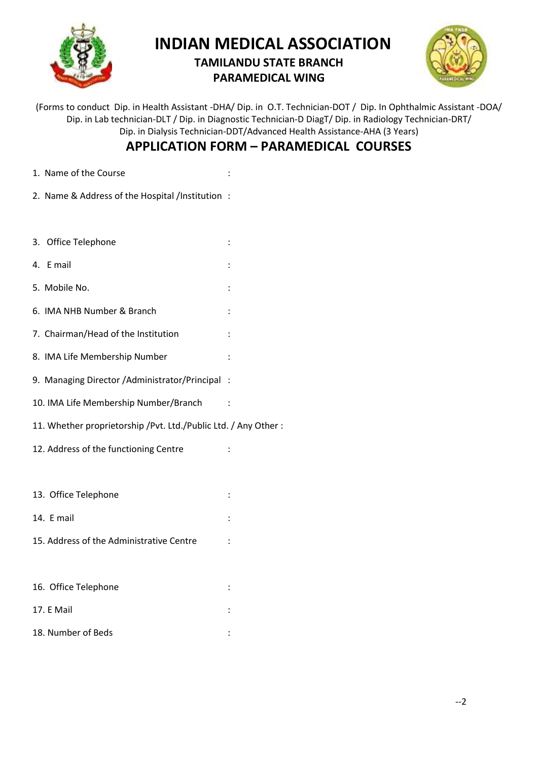# INDIAN MEDICAL ASSOCIATION

## TAMILANDU STATE BRANCH
## PARAMEDICAL WING

(Forms to conduct Dip. in Health Assistant -DHA/ Dip. in O.T. Technician-DOT / Dip. In Ophthalmic Assistant -DOA/ Dip. in Lab technician-DLT / Dip. in Diagnostic Technician-D DiagT/ Dip. in Radiology Technician-DRT/ Dip. in Dialysis Technician-DDT/Advanced Health Assistance-AHA (3 Years)

## APPLICATION FORM – PARAMEDICAL COURSES

1. Name of the Course :

2. Name & Address of the Hospital /Institution :

3. Office Telephone :

4. E mail :

5. Mobile No. :

6. IMA NHB Number & Branch :

7. Chairman/Head of the Institution :

8. IMA Life Membership Number :

9. Managing Director /Administrator/Principal :

10. IMA Life Membership Number/Branch :

11. Whether proprietorship /Pvt. Ltd./Public Ltd. / Any Other :

12. Address of the functioning Centre :

13. Office Telephone :

14. E mail :

15. Address of the Administrative Centre :

16. Office Telephone :

17. E Mail :

18. Number of Beds :

--2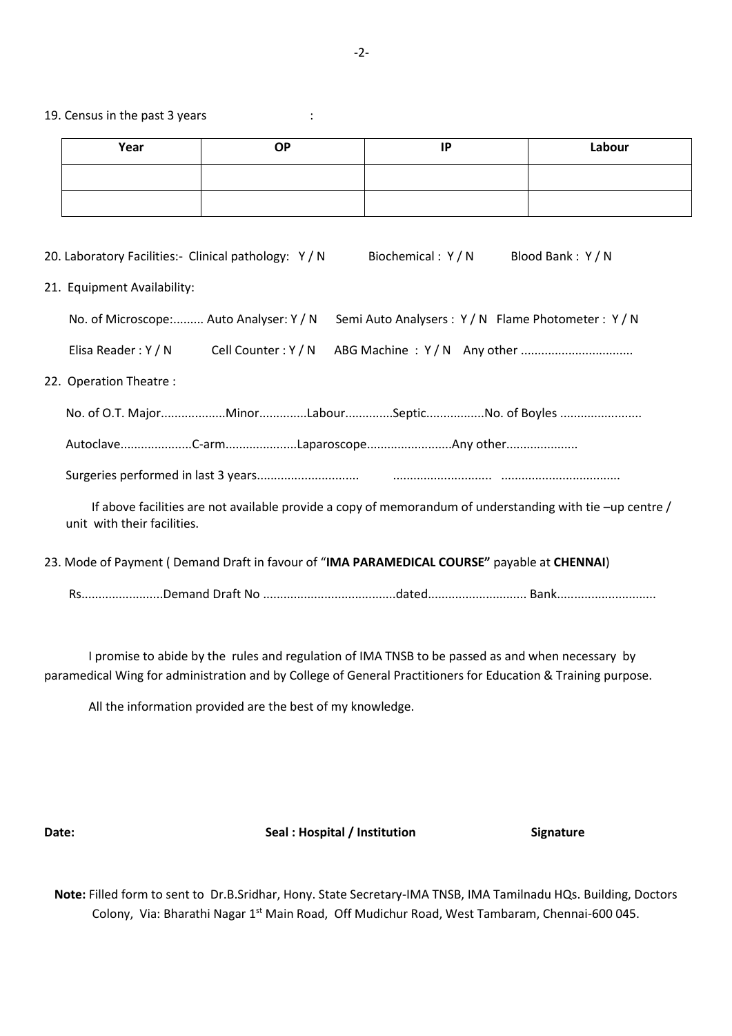19. Census in the past 3 years :

| Year | OP | IP | Labour |
|---|---|---|---|
| | | | |
| | | | |

20. Laboratory Facilities:- Clinical pathology: Y / N Biochemical : Y / N Blood Bank : Y / N

21. Equipment Availability:

No. of Microscope:......... Auto Analyser: Y / N Semi Auto Analysers : Y / N Flame Photometer : Y / N

Elisa Reader : Y / N Cell Counter : Y / N ABG Machine : Y / N Any other ................................

22. Operation Theatre :

No. of O.T. Major..................Minor.............Labour.............Septic................No. of Boyles .......................

Autoclave....................C-arm....................Laparoscope........................Any other....................

Surgeries performed in last 3 years............................. ............................ ..................................

If above facilities are not available provide a copy of memorandum of understanding with tie –up centre / unit with their facilities.

23. Mode of Payment ( Demand Draft in favour of "**IMA PARAMEDICAL COURSE"** payable at **CHENNAI**)

Rs........................Demand Draft No .......................................dated............................ Bank............................

I promise to abide by the rules and regulation of IMA TNSB to be passed as and when necessary by paramedical Wing for administration and by College of General Practitioners for Education & Training purpose.

All the information provided are the best of my knowledge.

**Date:** **Seal : Hospital / Institution** **Signature**

**Note:** Filled form to sent to Dr.B.Sridhar, Hony. State Secretary-IMA TNSB, IMA Tamilnadu HQs. Building, Doctors Colony, Via: Bharathi Nagar 1st Main Road, Off Mudichur Road, West Tambaram, Chennai-600 045.